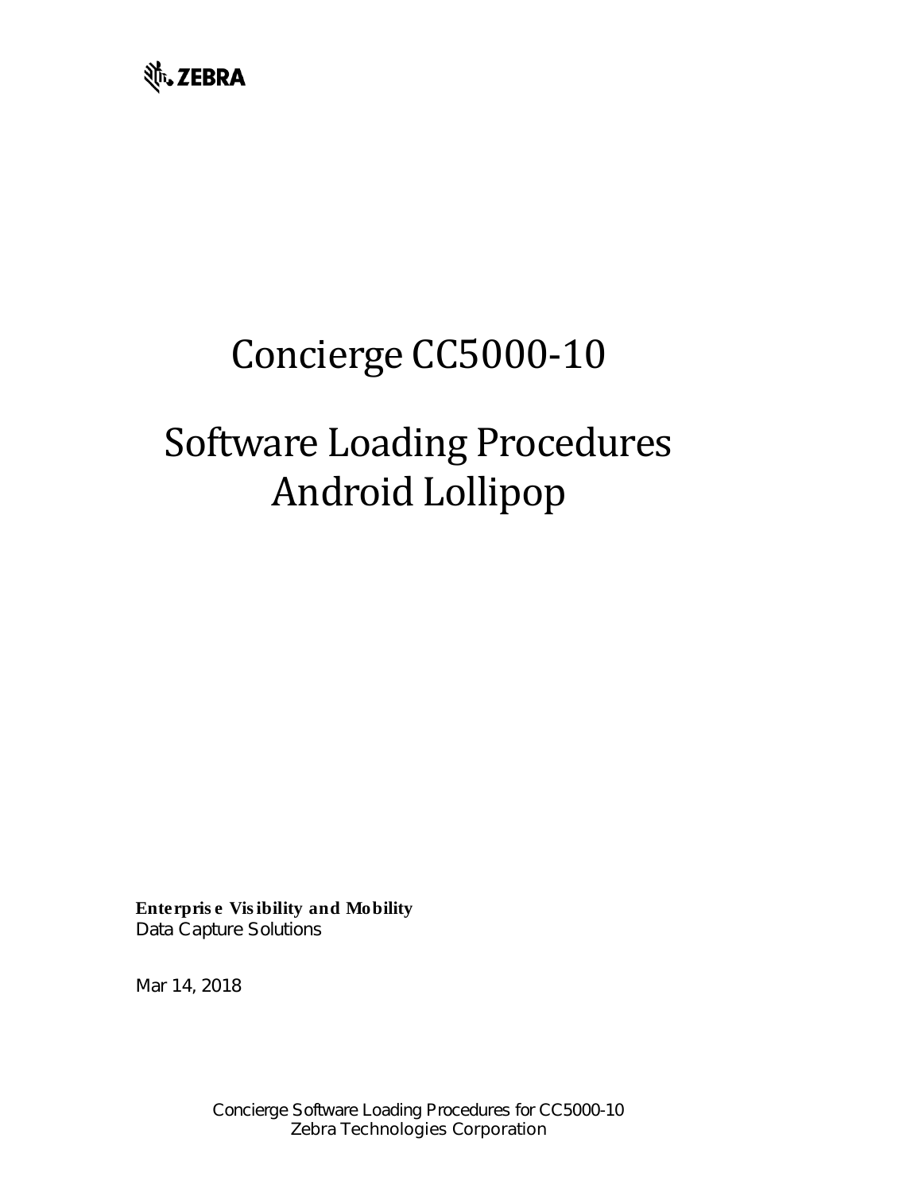ZEBRA

# Concierge CC5000-10

# Software Loading Procedures Android Lollipop

**Enterprise Visibility and Mobility**
Data Capture Solutions

Mar 14, 2018

Concierge Software Loading Procedures for CC5000-10
Zebra Technologies Corporation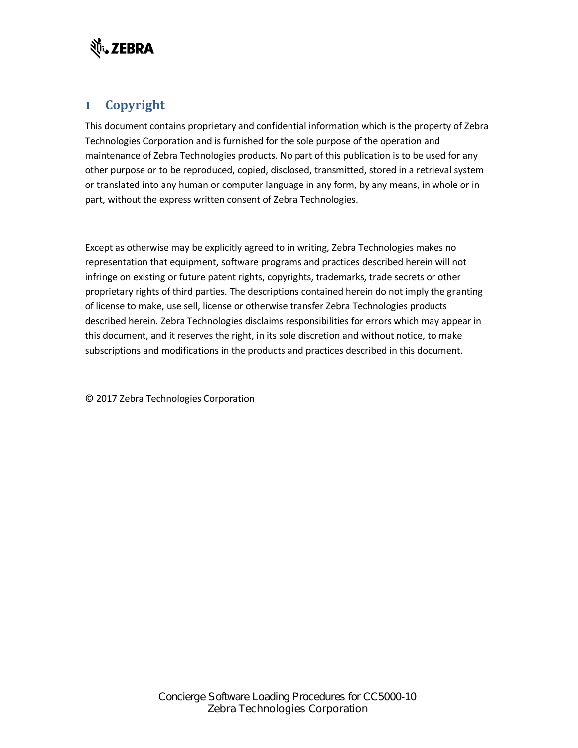# 1 Copyright

This document contains proprietary and confidential information which is the property of Zebra Technologies Corporation and is furnished for the sole purpose of the operation and maintenance of Zebra Technologies products. No part of this publication is to be used for any other purpose or to be reproduced, copied, disclosed, transmitted, stored in a retrieval system or translated into any human or computer language in any form, by any means, in whole or in part, without the express written consent of Zebra Technologies.

Except as otherwise may be explicitly agreed to in writing, Zebra Technologies makes no representation that equipment, software programs and practices described herein will not infringe on existing or future patent rights, copyrights, trademarks, trade secrets or other proprietary rights of third parties. The descriptions contained herein do not imply the granting of license to make, use sell, license or otherwise transfer Zebra Technologies products described herein. Zebra Technologies disclaims responsibilities for errors which may appear in this document, and it reserves the right, in its sole discretion and without notice, to make subscriptions and modifications in the products and practices described in this document.

© 2017 Zebra Technologies Corporation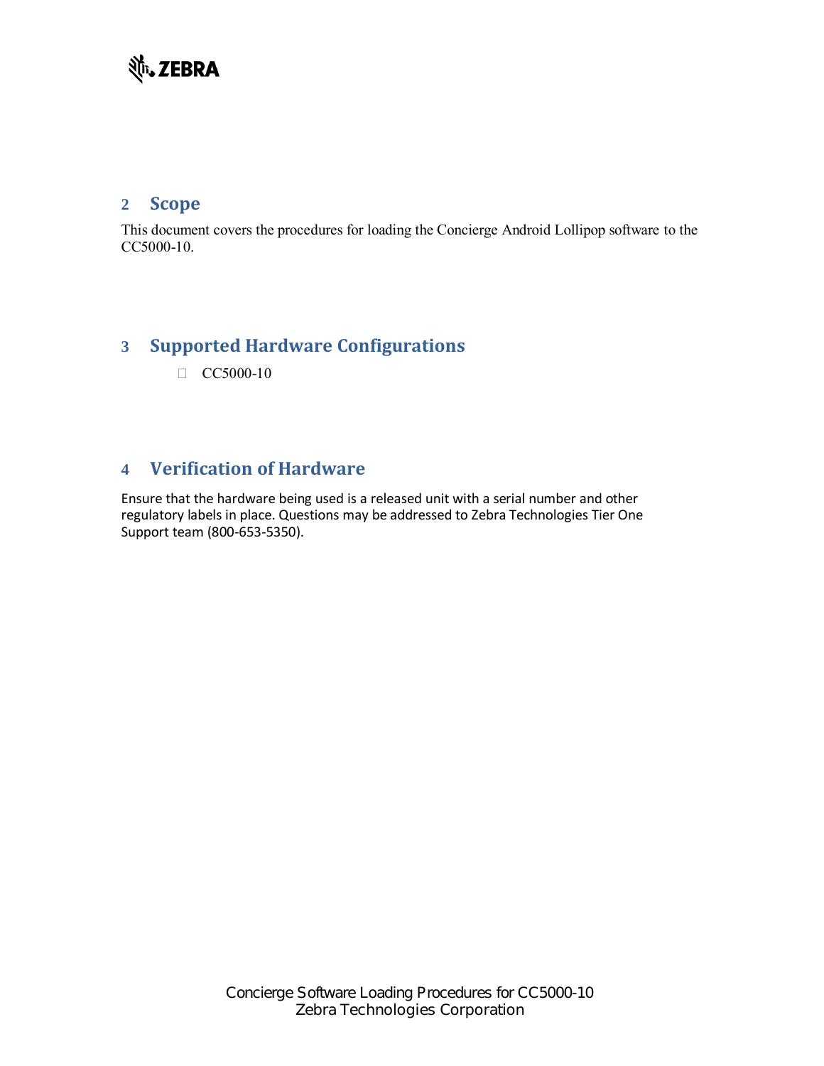## 2 Scope

This document covers the procedures for loading the Concierge Android Lollipop software to the CC5000-10.

## 3 Supported Hardware Configurations

- CC5000-10

## 4 Verification of Hardware

Ensure that the hardware being used is a released unit with a serial number and other regulatory labels in place. Questions may be addressed to Zebra Technologies Tier One Support team (800-653-5350).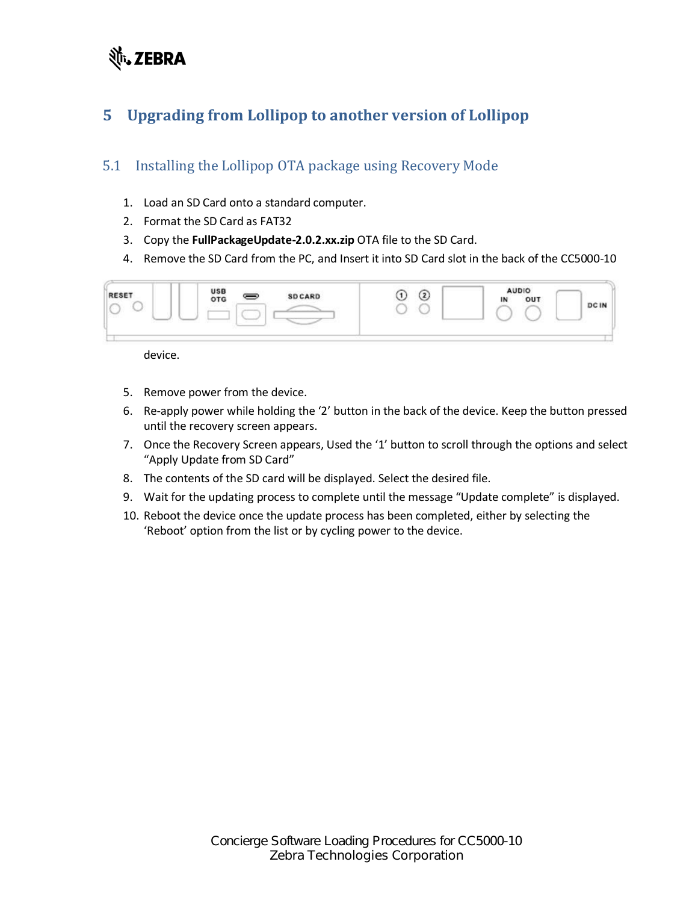# 5 Upgrading from Lollipop to another version of Lollipop

## 5.1 Installing the Lollipop OTA package using Recovery Mode

1. Load an SD Card onto a standard computer.
2. Format the SD Card as FAT32
3. Copy the **FullPackageUpdate-2.0.2.xx.zip** OTA file to the SD Card.
4. Remove the SD Card from the PC, and Insert it into SD Card slot in the back of the CC5000-10 device.
5. Remove power from the device.
6. Re-apply power while holding the '2' button in the back of the device. Keep the button pressed until the recovery screen appears.
7. Once the Recovery Screen appears, Used the '1' button to scroll through the options and select "Apply Update from SD Card"
8. The contents of the SD card will be displayed. Select the desired file.
9. Wait for the updating process to complete until the message "Update complete" is displayed.
10. Reboot the device once the update process has been completed, either by selecting the 'Reboot' option from the list or by cycling power to the device.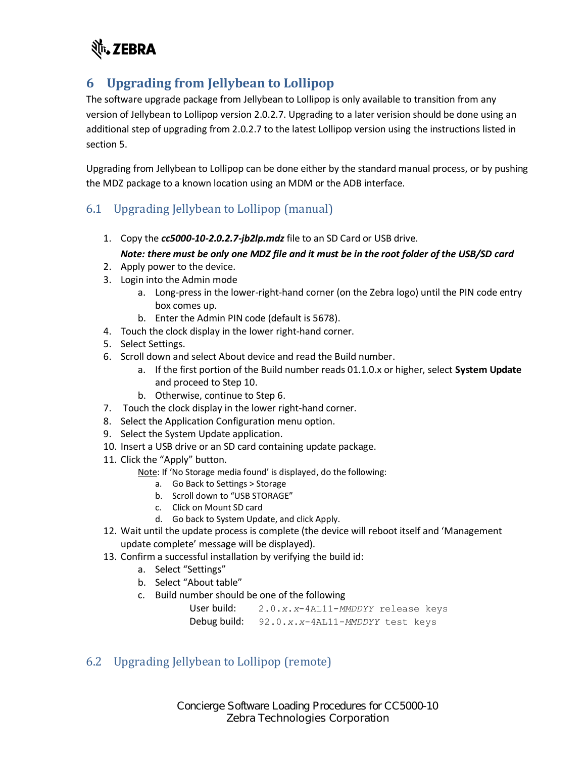# 6 Upgrading from Jellybean to Lollipop

The software upgrade package from Jellybean to Lollipop is only available to transition from any version of Jellybean to Lollipop version 2.0.2.7. Upgrading to a later verision should be done using an additional step of upgrading from 2.0.2.7 to the latest Lollipop version using the instructions listed in section 5.

Upgrading from Jellybean to Lollipop can be done either by the standard manual process, or by pushing the MDZ package to a known location using an MDM or the ADB interface.

## 6.1 Upgrading Jellybean to Lollipop (manual)

1. Copy the ***cc5000-10-2.0.2.7-jb2lp.mdz*** file to an SD Card or USB drive.
   ***Note: there must be only one MDZ file and it must be in the root folder of the USB/SD card***
2. Apply power to the device.
3. Login into the Admin mode
   a. Long-press in the lower-right-hand corner (on the Zebra logo) until the PIN code entry box comes up.
   b. Enter the Admin PIN code (default is 5678).
4. Touch the clock display in the lower right-hand corner.
5. Select Settings.
6. Scroll down and select About device and read the Build number.
   a. If the first portion of the Build number reads 01.1.0.x or higher, select **System Update** and proceed to Step 10.
   b. Otherwise, continue to Step 6.
7. Touch the clock display in the lower right-hand corner.
8. Select the Application Configuration menu option.
9. Select the System Update application.
10. Insert a USB drive or an SD card containing update package.
11. Click the “Apply” button.
    Note: If ‘No Storage media found’ is displayed, do the following:
    a. Go Back to Settings > Storage
    b. Scroll down to “USB STORAGE”
    c. Click on Mount SD card
    d. Go back to System Update, and click Apply.
12. Wait until the update process is complete (the device will reboot itself and ‘Management update complete’ message will be displayed).
13. Confirm a successful installation by verifying the build id:
    a. Select “Settings”
    b. Select “About table”
    c. Build number should be one of the following
       User build: `2.0.x.x-4AL11-MMDDYY release keys`
       Debug build: `92.0.x.x-4AL11-MMDDYY test keys`

## 6.2 Upgrading Jellybean to Lollipop (remote)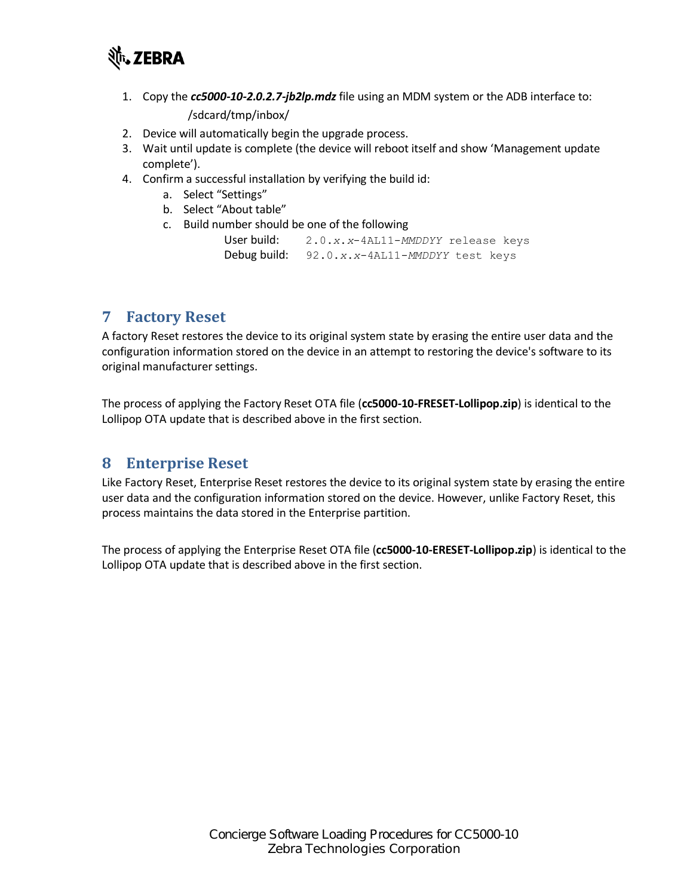1. Copy the ***cc5000-10-2.0.2.7-jb2lp.mdz*** file using an MDM system or the ADB interface to:

   /sdcard/tmp/inbox/
2. Device will automatically begin the upgrade process.
3. Wait until update is complete (the device will reboot itself and show 'Management update complete').
4. Confirm a successful installation by verifying the build id:
   a. Select "Settings"
   b. Select "About table"
   c. Build number should be one of the following

      User build: `2.0.`*`x.x`*`-4AL11-`*`MMDDYY`*` release keys`

      Debug build: `92.0.`*`x.x`*`-4AL11-`*`MMDDYY`*` test keys`

# 7 Factory Reset

A factory Reset restores the device to its original system state by erasing the entire user data and the configuration information stored on the device in an attempt to restoring the device's software to its original manufacturer settings.

The process of applying the Factory Reset OTA file (**cc5000-10-FRESET-Lollipop.zip**) is identical to the Lollipop OTA update that is described above in the first section.

# 8 Enterprise Reset

Like Factory Reset, Enterprise Reset restores the device to its original system state by erasing the entire user data and the configuration information stored on the device. However, unlike Factory Reset, this process maintains the data stored in the Enterprise partition.

The process of applying the Enterprise Reset OTA file (**cc5000-10-ERESET-Lollipop.zip**) is identical to the Lollipop OTA update that is described above in the first section.